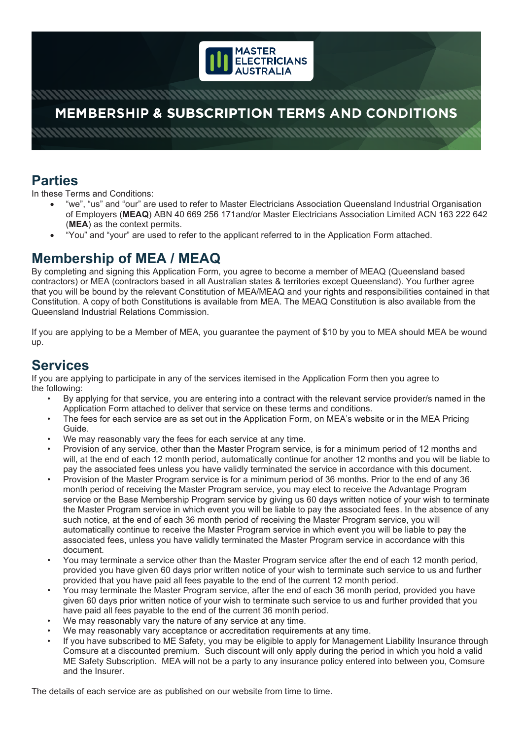# MEMBERSHIP & SUBSCRIPTION TERMS AND CONDITIONS

## Parties

In these Terms and Conditions:

- "we", "us" and "our" are used to refer to Master Electricians Association Queensland Industrial Organisation of Employers (**MEAQ**) ABN 40 669 256 171and/or Master Electricians Association Limited ACN 163 222 642 (**MEA**) as the context permits.
- "You" and "your" are used to refer to the applicant referred to in the Application Form attached.

## Membership of MEA / MEAQ

By completing and signing this Application Form, you agree to become a member of MEAQ (Queensland based contractors) or MEA (contractors based in all Australian states & territories except Queensland). You further agree that you will be bound by the relevant Constitution of MEA/MEAQ and your rights and responsibilities contained in that Constitution. A copy of both Constitutions is available from MEA. The MEAQ Constitution is also available from the Queensland Industrial Relations Commission.

If you are applying to be a Member of MEA, you guarantee the payment of $10 by you to MEA should MEA be wound up.

## Services

If you are applying to participate in any of the services itemised in the Application Form then you agree to the following:

- By applying for that service, you are entering into a contract with the relevant service provider/s named in the Application Form attached to deliver that service on these terms and conditions.
- The fees for each service are as set out in the Application Form, on MEA's website or in the MEA Pricing Guide.
- We may reasonably vary the fees for each service at any time.
- Provision of any service, other than the Master Program service, is for a minimum period of 12 months and will, at the end of each 12 month period, automatically continue for another 12 months and you will be liable to pay the associated fees unless you have validly terminated the service in accordance with this document.
- Provision of the Master Program service is for a minimum period of 36 months. Prior to the end of any 36 month period of receiving the Master Program service, you may elect to receive the Advantage Program service or the Base Membership Program service by giving us 60 days written notice of your wish to terminate the Master Program service in which event you will be liable to pay the associated fees. In the absence of any such notice, at the end of each 36 month period of receiving the Master Program service, you will automatically continue to receive the Master Program service in which event you will be liable to pay the associated fees, unless you have validly terminated the Master Program service in accordance with this document.
- You may terminate a service other than the Master Program service after the end of each 12 month period, provided you have given 60 days prior written notice of your wish to terminate such service to us and further provided that you have paid all fees payable to the end of the current 12 month period.
- You may terminate the Master Program service, after the end of each 36 month period, provided you have given 60 days prior written notice of your wish to terminate such service to us and further provided that you have paid all fees payable to the end of the current 36 month period.
- We may reasonably vary the nature of any service at any time.
- We may reasonably vary acceptance or accreditation requirements at any time.
- If you have subscribed to ME Safety, you may be eligible to apply for Management Liability Insurance through Comsure at a discounted premium. Such discount will only apply during the period in which you hold a valid ME Safety Subscription. MEA will not be a party to any insurance policy entered into between you, Comsure and the Insurer.

The details of each service are as published on our website from time to time.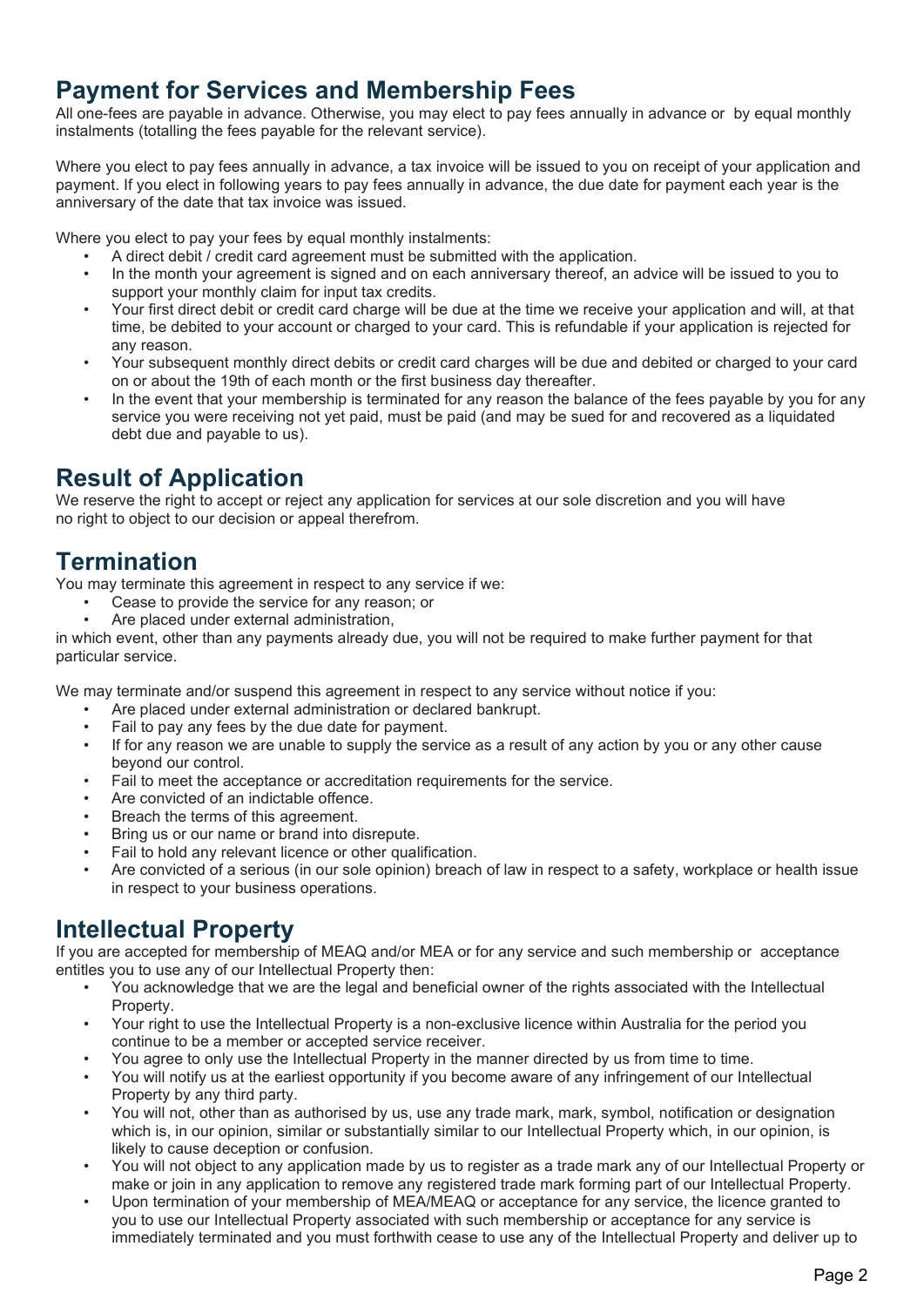## Payment for Services and Membership Fees

All one-fees are payable in advance. Otherwise, you may elect to pay fees annually in advance or by equal monthly instalments (totalling the fees payable for the relevant service).

Where you elect to pay fees annually in advance, a tax invoice will be issued to you on receipt of your application and payment. If you elect in following years to pay fees annually in advance, the due date for payment each year is the anniversary of the date that tax invoice was issued.

Where you elect to pay your fees by equal monthly instalments:

- A direct debit / credit card agreement must be submitted with the application.
- In the month your agreement is signed and on each anniversary thereof, an advice will be issued to you to support your monthly claim for input tax credits.
- Your first direct debit or credit card charge will be due at the time we receive your application and will, at that time, be debited to your account or charged to your card. This is refundable if your application is rejected for any reason.
- Your subsequent monthly direct debits or credit card charges will be due and debited or charged to your card on or about the 19th of each month or the first business day thereafter.
- In the event that your membership is terminated for any reason the balance of the fees payable by you for any service you were receiving not yet paid, must be paid (and may be sued for and recovered as a liquidated debt due and payable to us).

## Result of Application

We reserve the right to accept or reject any application for services at our sole discretion and you will have no right to object to our decision or appeal therefrom.

## Termination

You may terminate this agreement in respect to any service if we:

- Cease to provide the service for any reason; or
- Are placed under external administration,

in which event, other than any payments already due, you will not be required to make further payment for that particular service.

We may terminate and/or suspend this agreement in respect to any service without notice if you:

- Are placed under external administration or declared bankrupt.
- Fail to pay any fees by the due date for payment.
- If for any reason we are unable to supply the service as a result of any action by you or any other cause beyond our control.
- Fail to meet the acceptance or accreditation requirements for the service.
- Are convicted of an indictable offence.
- Breach the terms of this agreement.
- Bring us or our name or brand into disrepute.
- Fail to hold any relevant licence or other qualification.
- Are convicted of a serious (in our sole opinion) breach of law in respect to a safety, workplace or health issue in respect to your business operations.

## Intellectual Property

If you are accepted for membership of MEAQ and/or MEA or for any service and such membership or acceptance entitles you to use any of our Intellectual Property then:

- You acknowledge that we are the legal and beneficial owner of the rights associated with the Intellectual Property.
- Your right to use the Intellectual Property is a non-exclusive licence within Australia for the period you continue to be a member or accepted service receiver.
- You agree to only use the Intellectual Property in the manner directed by us from time to time.
- You will notify us at the earliest opportunity if you become aware of any infringement of our Intellectual Property by any third party.
- You will not, other than as authorised by us, use any trade mark, mark, symbol, notification or designation which is, in our opinion, similar or substantially similar to our Intellectual Property which, in our opinion, is likely to cause deception or confusion.
- You will not object to any application made by us to register as a trade mark any of our Intellectual Property or make or join in any application to remove any registered trade mark forming part of our Intellectual Property.
- Upon termination of your membership of MEA/MEAQ or acceptance for any service, the licence granted to you to use our Intellectual Property associated with such membership or acceptance for any service is immediately terminated and you must forthwith cease to use any of the Intellectual Property and deliver up to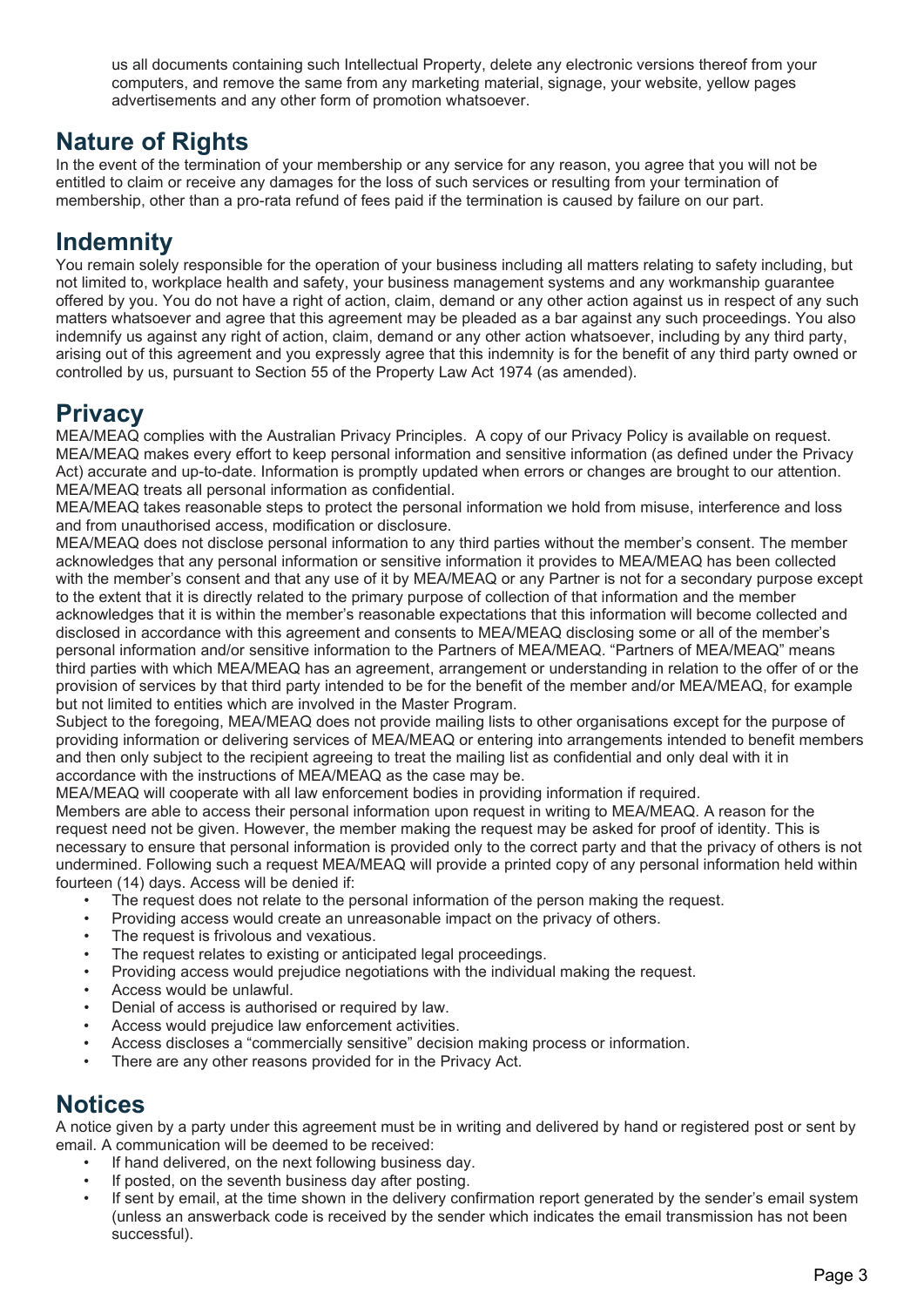us all documents containing such Intellectual Property, delete any electronic versions thereof from your computers, and remove the same from any marketing material, signage, your website, yellow pages advertisements and any other form of promotion whatsoever.

## Nature of Rights

In the event of the termination of your membership or any service for any reason, you agree that you will not be entitled to claim or receive any damages for the loss of such services or resulting from your termination of membership, other than a pro-rata refund of fees paid if the termination is caused by failure on our part.

## Indemnity

You remain solely responsible for the operation of your business including all matters relating to safety including, but not limited to, workplace health and safety, your business management systems and any workmanship guarantee offered by you. You do not have a right of action, claim, demand or any other action against us in respect of any such matters whatsoever and agree that this agreement may be pleaded as a bar against any such proceedings. You also indemnify us against any right of action, claim, demand or any other action whatsoever, including by any third party, arising out of this agreement and you expressly agree that this indemnity is for the benefit of any third party owned or controlled by us, pursuant to Section 55 of the Property Law Act 1974 (as amended).

## Privacy

MEA/MEAQ complies with the Australian Privacy Principles. A copy of our Privacy Policy is available on request. MEA/MEAQ makes every effort to keep personal information and sensitive information (as defined under the Privacy Act) accurate and up-to-date. Information is promptly updated when errors or changes are brought to our attention. MEA/MEAQ treats all personal information as confidential.

MEA/MEAQ takes reasonable steps to protect the personal information we hold from misuse, interference and loss and from unauthorised access, modification or disclosure.

MEA/MEAQ does not disclose personal information to any third parties without the member's consent. The member acknowledges that any personal information or sensitive information it provides to MEA/MEAQ has been collected with the member's consent and that any use of it by MEA/MEAQ or any Partner is not for a secondary purpose except to the extent that it is directly related to the primary purpose of collection of that information and the member acknowledges that it is within the member's reasonable expectations that this information will become collected and disclosed in accordance with this agreement and consents to MEA/MEAQ disclosing some or all of the member's personal information and/or sensitive information to the Partners of MEA/MEAQ. "Partners of MEA/MEAQ" means third parties with which MEA/MEAQ has an agreement, arrangement or understanding in relation to the offer of or the provision of services by that third party intended to be for the benefit of the member and/or MEA/MEAQ, for example but not limited to entities which are involved in the Master Program.

Subject to the foregoing, MEA/MEAQ does not provide mailing lists to other organisations except for the purpose of providing information or delivering services of MEA/MEAQ or entering into arrangements intended to benefit members and then only subject to the recipient agreeing to treat the mailing list as confidential and only deal with it in accordance with the instructions of MEA/MEAQ as the case may be.

MEA/MEAQ will cooperate with all law enforcement bodies in providing information if required.

Members are able to access their personal information upon request in writing to MEA/MEAQ. A reason for the request need not be given. However, the member making the request may be asked for proof of identity. This is necessary to ensure that personal information is provided only to the correct party and that the privacy of others is not undermined. Following such a request MEA/MEAQ will provide a printed copy of any personal information held within fourteen (14) days. Access will be denied if:

- The request does not relate to the personal information of the person making the request.
- Providing access would create an unreasonable impact on the privacy of others.
- The request is frivolous and vexatious.
- The request relates to existing or anticipated legal proceedings.
- Providing access would prejudice negotiations with the individual making the request.
- Access would be unlawful.
- Denial of access is authorised or required by law.
- Access would prejudice law enforcement activities.
- Access discloses a "commercially sensitive" decision making process or information.
- There are any other reasons provided for in the Privacy Act.

## Notices

A notice given by a party under this agreement must be in writing and delivered by hand or registered post or sent by email. A communication will be deemed to be received:

- If hand delivered, on the next following business day.
- If posted, on the seventh business day after posting.
- If sent by email, at the time shown in the delivery confirmation report generated by the sender's email system (unless an answerback code is received by the sender which indicates the email transmission has not been successful).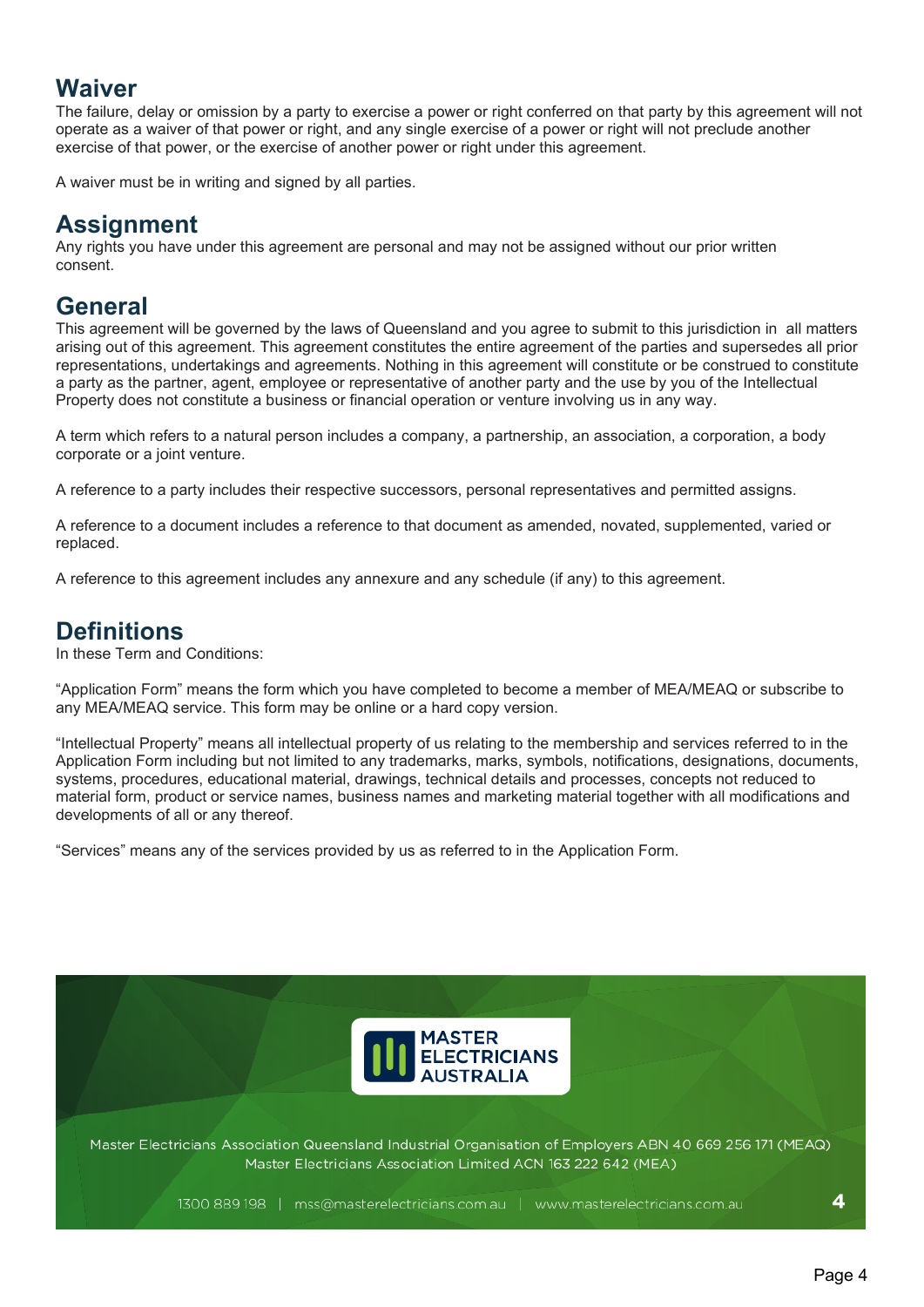## Waiver

The failure, delay or omission by a party to exercise a power or right conferred on that party by this agreement will not operate as a waiver of that power or right, and any single exercise of a power or right will not preclude another exercise of that power, or the exercise of another power or right under this agreement.

A waiver must be in writing and signed by all parties.

## Assignment

Any rights you have under this agreement are personal and may not be assigned without our prior written consent.

## General

This agreement will be governed by the laws of Queensland and you agree to submit to this jurisdiction in all matters arising out of this agreement. This agreement constitutes the entire agreement of the parties and supersedes all prior representations, undertakings and agreements. Nothing in this agreement will constitute or be construed to constitute a party as the partner, agent, employee or representative of another party and the use by you of the Intellectual Property does not constitute a business or financial operation or venture involving us in any way.

A term which refers to a natural person includes a company, a partnership, an association, a corporation, a body corporate or a joint venture.

A reference to a party includes their respective successors, personal representatives and permitted assigns.

A reference to a document includes a reference to that document as amended, novated, supplemented, varied or replaced.

A reference to this agreement includes any annexure and any schedule (if any) to this agreement.

## Definitions

In these Term and Conditions:

"Application Form" means the form which you have completed to become a member of MEA/MEAQ or subscribe to any MEA/MEAQ service. This form may be online or a hard copy version.

"Intellectual Property" means all intellectual property of us relating to the membership and services referred to in the Application Form including but not limited to any trademarks, marks, symbols, notifications, designations, documents, systems, procedures, educational material, drawings, technical details and processes, concepts not reduced to material form, product or service names, business names and marketing material together with all modifications and developments of all or any thereof.

"Services" means any of the services provided by us as referred to in the Application Form.

MASTER ELECTRICIANS AUSTRALIA

Master Electricians Association Queensland Industrial Organisation of Employers ABN 40 669 256 171 (MEAQ)
Master Electricians Association Limited ACN 163 222 642 (MEA)

1300 889 198 | mss@masterelectricians.com.au | www.masterelectricians.com.au